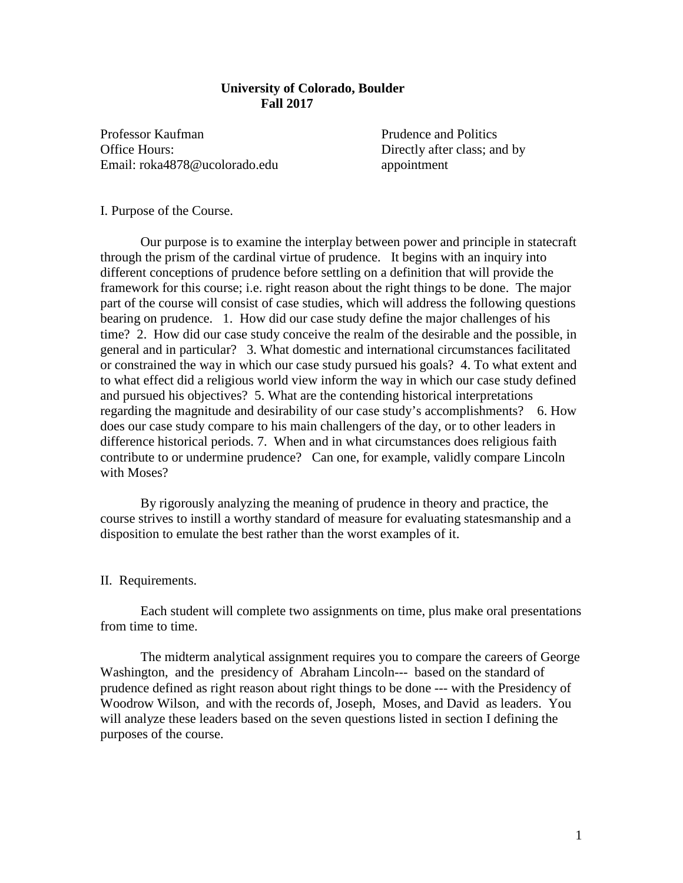**University of Colorado, Boulder**
**Fall 2017**

Professor Kaufman
Office Hours: Directly after class; and by appointment
Email: roka4878@ucolorado.edu

Prudence and Politics

I. Purpose of the Course.

Our purpose is to examine the interplay between power and principle in statecraft through the prism of the cardinal virtue of prudence. It begins with an inquiry into different conceptions of prudence before settling on a definition that will provide the framework for this course; i.e. right reason about the right things to be done. The major part of the course will consist of case studies, which will address the following questions bearing on prudence. 1. How did our case study define the major challenges of his time? 2. How did our case study conceive the realm of the desirable and the possible, in general and in particular? 3. What domestic and international circumstances facilitated or constrained the way in which our case study pursued his goals? 4. To what extent and to what effect did a religious world view inform the way in which our case study defined and pursued his objectives? 5. What are the contending historical interpretations regarding the magnitude and desirability of our case study's accomplishments? 6. How does our case study compare to his main challengers of the day, or to other leaders in difference historical periods. 7. When and in what circumstances does religious faith contribute to or undermine prudence? Can one, for example, validly compare Lincoln with Moses?

By rigorously analyzing the meaning of prudence in theory and practice, the course strives to instill a worthy standard of measure for evaluating statesmanship and a disposition to emulate the best rather than the worst examples of it.

II. Requirements.

Each student will complete two assignments on time, plus make oral presentations from time to time.

The midterm analytical assignment requires you to compare the careers of George Washington, and the presidency of Abraham Lincoln--- based on the standard of prudence defined as right reason about right things to be done --- with the Presidency of Woodrow Wilson, and with the records of, Joseph, Moses, and David as leaders. You will analyze these leaders based on the seven questions listed in section I defining the purposes of the course.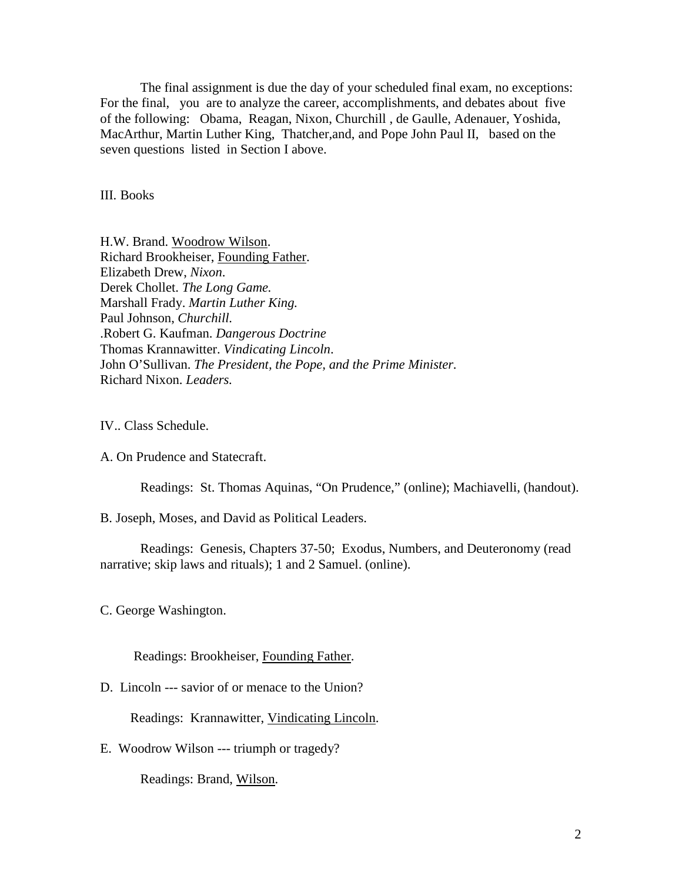The final assignment is due the day of your scheduled final exam, no exceptions: For the final, you are to analyze the career, accomplishments, and debates about five of the following: Obama, Reagan, Nixon, Churchill , de Gaulle, Adenauer, Yoshida, MacArthur, Martin Luther King, Thatcher,and, and Pope John Paul II, based on the seven questions listed in Section I above.

III. Books

H.W. Brand. Woodrow Wilson.
Richard Brookheiser, Founding Father.
Elizabeth Drew, *Nixon*.
Derek Chollet. *The Long Game.*
Marshall Frady. *Martin Luther King.*
Paul Johnson, *Churchill.*
.Robert G. Kaufman. *Dangerous Doctrine*
Thomas Krannawitter. *Vindicating Lincoln*.
John O'Sullivan. *The President, the Pope, and the Prime Minister.*
Richard Nixon. *Leaders.*

IV.. Class Schedule.

A. On Prudence and Statecraft.

Readings: St. Thomas Aquinas, "On Prudence," (online); Machiavelli, (handout).

B. Joseph, Moses, and David as Political Leaders.

Readings: Genesis, Chapters 37-50; Exodus, Numbers, and Deuteronomy (read narrative; skip laws and rituals); 1 and 2 Samuel. (online).

C. George Washington.

Readings: Brookheiser, Founding Father.

D. Lincoln --- savior of or menace to the Union?

Readings: Krannawitter, Vindicating Lincoln.

E. Woodrow Wilson --- triumph or tragedy?

Readings: Brand, Wilson.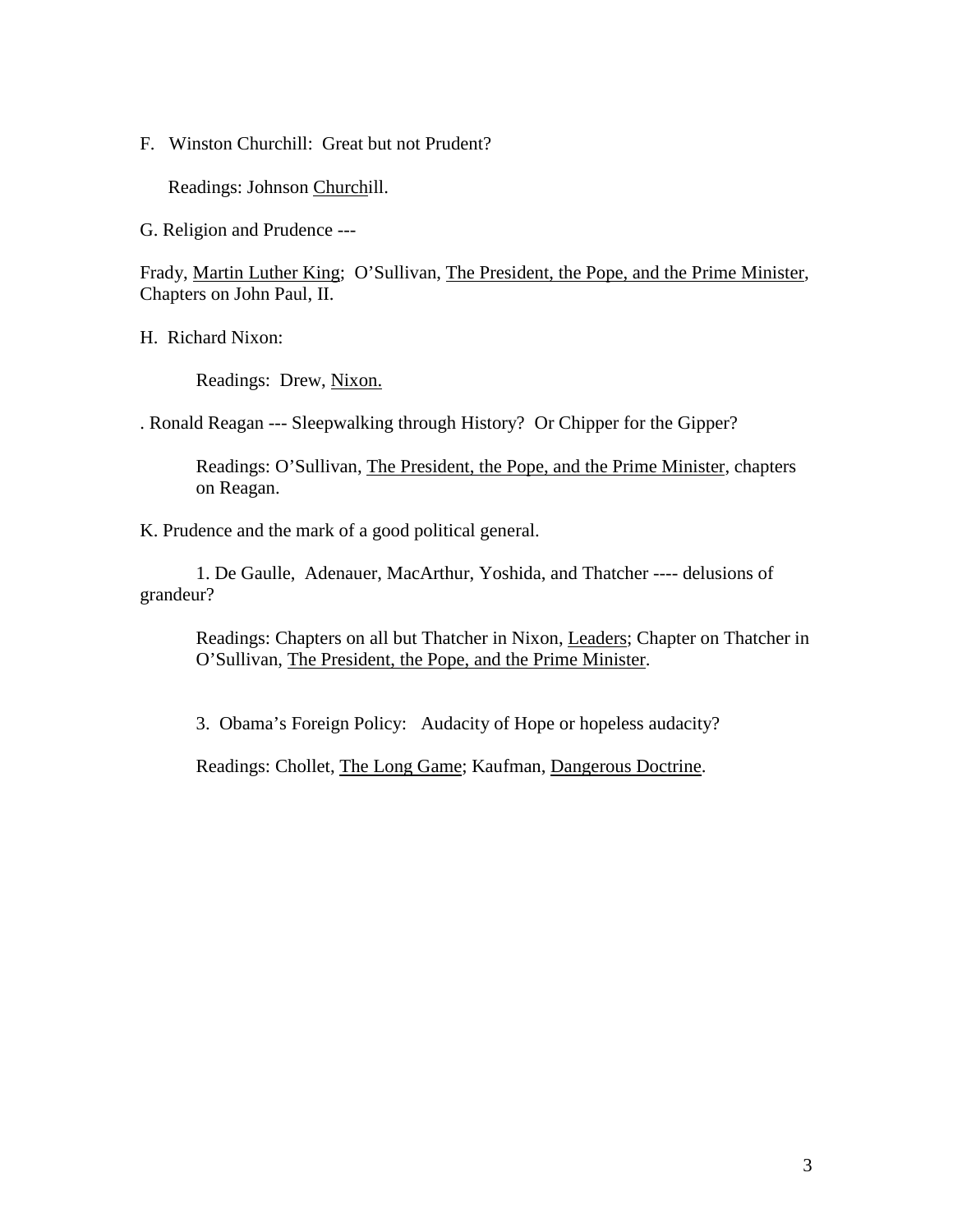F. Winston Churchill: Great but not Prudent?

Readings: Johnson Churchill.

G. Religion and Prudence ---

Frady, Martin Luther King; O'Sullivan, The President, the Pope, and the Prime Minister, Chapters on John Paul, II.

H. Richard Nixon:

Readings: Drew, Nixon.

. Ronald Reagan --- Sleepwalking through History? Or Chipper for the Gipper?

Readings: O'Sullivan, The President, the Pope, and the Prime Minister, chapters on Reagan.

K. Prudence and the mark of a good political general.

1. De Gaulle, Adenauer, MacArthur, Yoshida, and Thatcher ---- delusions of grandeur?

Readings: Chapters on all but Thatcher in Nixon, Leaders; Chapter on Thatcher in O'Sullivan, The President, the Pope, and the Prime Minister.

3. Obama's Foreign Policy: Audacity of Hope or hopeless audacity?

Readings: Chollet, The Long Game; Kaufman, Dangerous Doctrine.